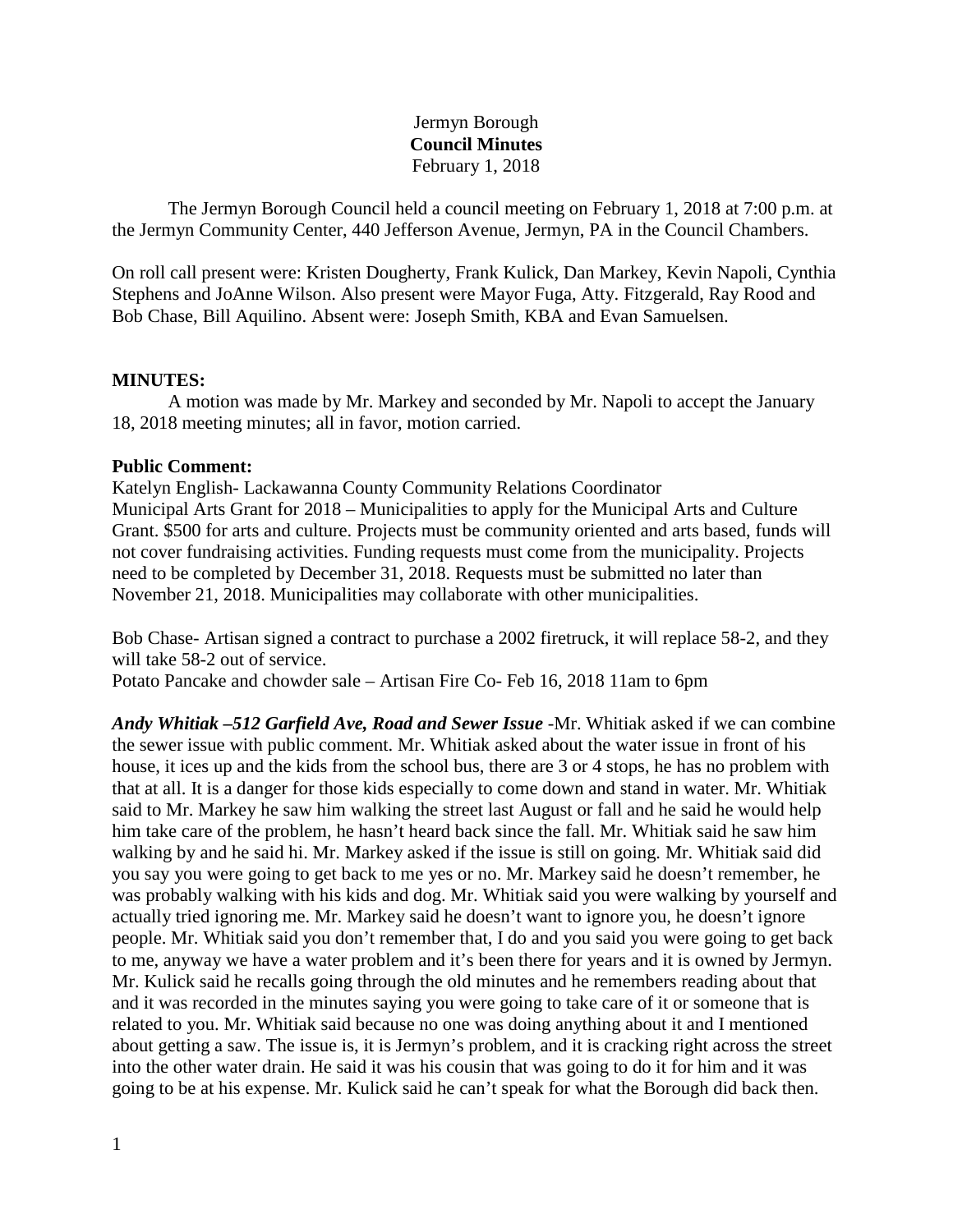Jermyn Borough
**Council Minutes**
February 1, 2018

The Jermyn Borough Council held a council meeting on February 1, 2018 at 7:00 p.m. at the Jermyn Community Center, 440 Jefferson Avenue, Jermyn, PA in the Council Chambers.

On roll call present were: Kristen Dougherty, Frank Kulick, Dan Markey, Kevin Napoli, Cynthia Stephens and JoAnne Wilson. Also present were Mayor Fuga, Atty. Fitzgerald, Ray Rood and Bob Chase, Bill Aquilino. Absent were: Joseph Smith, KBA and Evan Samuelsen.

**MINUTES:**

A motion was made by Mr. Markey and seconded by Mr. Napoli to accept the January 18, 2018 meeting minutes; all in favor, motion carried.

**Public Comment:**

Katelyn English- Lackawanna County Community Relations Coordinator
Municipal Arts Grant for 2018 – Municipalities to apply for the Municipal Arts and Culture Grant. $500 for arts and culture. Projects must be community oriented and arts based, funds will not cover fundraising activities. Funding requests must come from the municipality. Projects need to be completed by December 31, 2018. Requests must be submitted no later than November 21, 2018. Municipalities may collaborate with other municipalities.

Bob Chase- Artisan signed a contract to purchase a 2002 firetruck, it will replace 58-2, and they will take 58-2 out of service.
Potato Pancake and chowder sale – Artisan Fire Co- Feb 16, 2018 11am to 6pm

***Andy Whitiak –512 Garfield Ave, Road and Sewer Issue*** -Mr. Whitiak asked if we can combine the sewer issue with public comment. Mr. Whitiak asked about the water issue in front of his house, it ices up and the kids from the school bus, there are 3 or 4 stops, he has no problem with that at all. It is a danger for those kids especially to come down and stand in water. Mr. Whitiak said to Mr. Markey he saw him walking the street last August or fall and he said he would help him take care of the problem, he hasn't heard back since the fall. Mr. Whitiak said he saw him walking by and he said hi. Mr. Markey asked if the issue is still on going. Mr. Whitiak said did you say you were going to get back to me yes or no. Mr. Markey said he doesn't remember, he was probably walking with his kids and dog. Mr. Whitiak said you were walking by yourself and actually tried ignoring me. Mr. Markey said he doesn't want to ignore you, he doesn't ignore people. Mr. Whitiak said you don't remember that, I do and you said you were going to get back to me, anyway we have a water problem and it's been there for years and it is owned by Jermyn. Mr. Kulick said he recalls going through the old minutes and he remembers reading about that and it was recorded in the minutes saying you were going to take care of it or someone that is related to you. Mr. Whitiak said because no one was doing anything about it and I mentioned about getting a saw. The issue is, it is Jermyn's problem, and it is cracking right across the street into the other water drain. He said it was his cousin that was going to do it for him and it was going to be at his expense. Mr. Kulick said he can't speak for what the Borough did back then.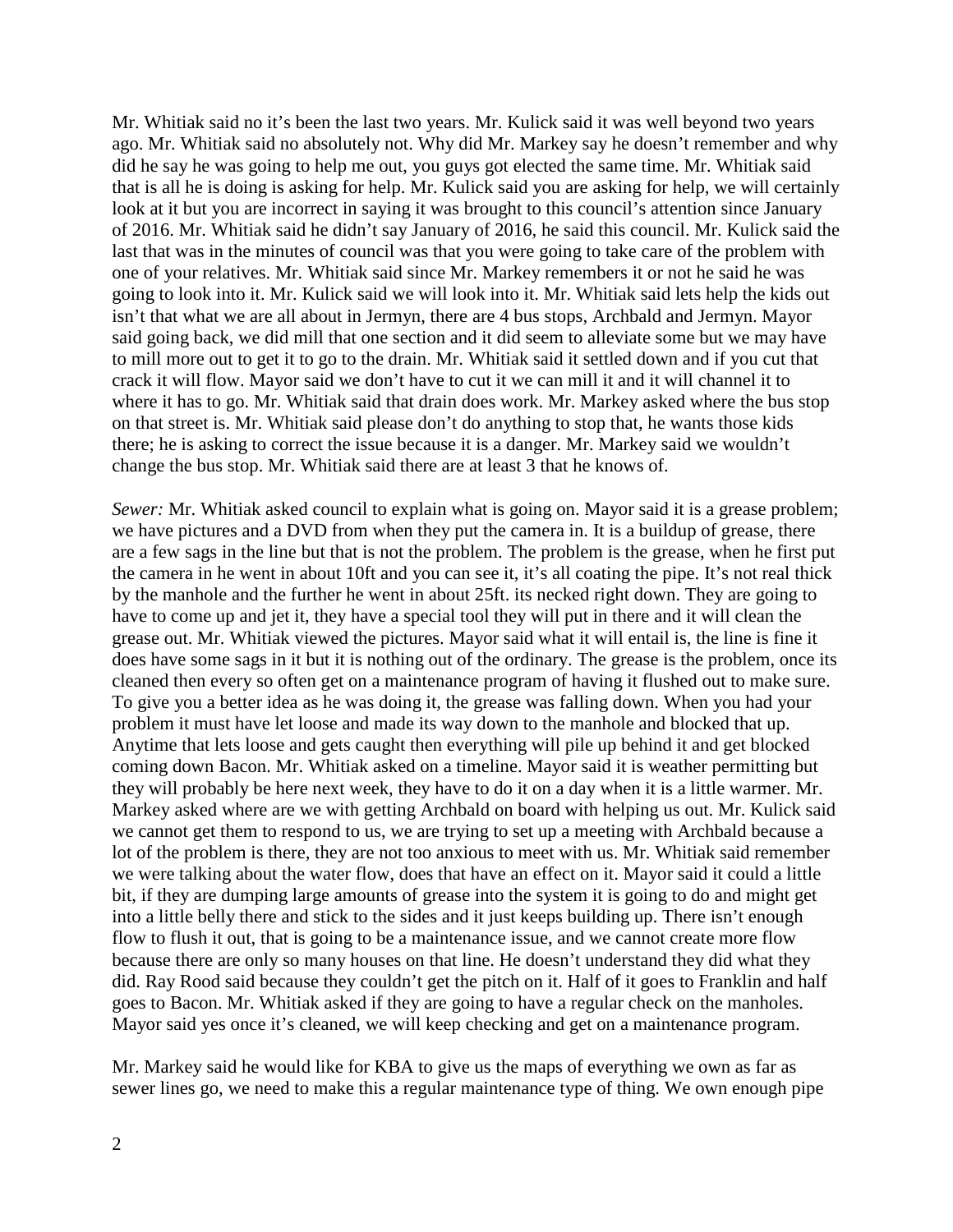Mr. Whitiak said no it's been the last two years. Mr. Kulick said it was well beyond two years ago. Mr. Whitiak said no absolutely not. Why did Mr. Markey say he doesn't remember and why did he say he was going to help me out, you guys got elected the same time. Mr. Whitiak said that is all he is doing is asking for help. Mr. Kulick said you are asking for help, we will certainly look at it but you are incorrect in saying it was brought to this council's attention since January of 2016. Mr. Whitiak said he didn't say January of 2016, he said this council. Mr. Kulick said the last that was in the minutes of council was that you were going to take care of the problem with one of your relatives. Mr. Whitiak said since Mr. Markey remembers it or not he said he was going to look into it. Mr. Kulick said we will look into it. Mr. Whitiak said lets help the kids out isn't that what we are all about in Jermyn, there are 4 bus stops, Archbald and Jermyn. Mayor said going back, we did mill that one section and it did seem to alleviate some but we may have to mill more out to get it to go to the drain. Mr. Whitiak said it settled down and if you cut that crack it will flow. Mayor said we don't have to cut it we can mill it and it will channel it to where it has to go. Mr. Whitiak said that drain does work. Mr. Markey asked where the bus stop on that street is. Mr. Whitiak said please don't do anything to stop that, he wants those kids there; he is asking to correct the issue because it is a danger. Mr. Markey said we wouldn't change the bus stop. Mr. Whitiak said there are at least 3 that he knows of.

*Sewer:* Mr. Whitiak asked council to explain what is going on. Mayor said it is a grease problem; we have pictures and a DVD from when they put the camera in. It is a buildup of grease, there are a few sags in the line but that is not the problem. The problem is the grease, when he first put the camera in he went in about 10ft and you can see it, it's all coating the pipe. It's not real thick by the manhole and the further he went in about 25ft. its necked right down. They are going to have to come up and jet it, they have a special tool they will put in there and it will clean the grease out. Mr. Whitiak viewed the pictures. Mayor said what it will entail is, the line is fine it does have some sags in it but it is nothing out of the ordinary. The grease is the problem, once its cleaned then every so often get on a maintenance program of having it flushed out to make sure. To give you a better idea as he was doing it, the grease was falling down. When you had your problem it must have let loose and made its way down to the manhole and blocked that up. Anytime that lets loose and gets caught then everything will pile up behind it and get blocked coming down Bacon. Mr. Whitiak asked on a timeline. Mayor said it is weather permitting but they will probably be here next week, they have to do it on a day when it is a little warmer. Mr. Markey asked where are we with getting Archbald on board with helping us out. Mr. Kulick said we cannot get them to respond to us, we are trying to set up a meeting with Archbald because a lot of the problem is there, they are not too anxious to meet with us. Mr. Whitiak said remember we were talking about the water flow, does that have an effect on it. Mayor said it could a little bit, if they are dumping large amounts of grease into the system it is going to do and might get into a little belly there and stick to the sides and it just keeps building up. There isn't enough flow to flush it out, that is going to be a maintenance issue, and we cannot create more flow because there are only so many houses on that line. He doesn't understand they did what they did. Ray Rood said because they couldn't get the pitch on it. Half of it goes to Franklin and half goes to Bacon. Mr. Whitiak asked if they are going to have a regular check on the manholes. Mayor said yes once it's cleaned, we will keep checking and get on a maintenance program.

Mr. Markey said he would like for KBA to give us the maps of everything we own as far as sewer lines go, we need to make this a regular maintenance type of thing. We own enough pipe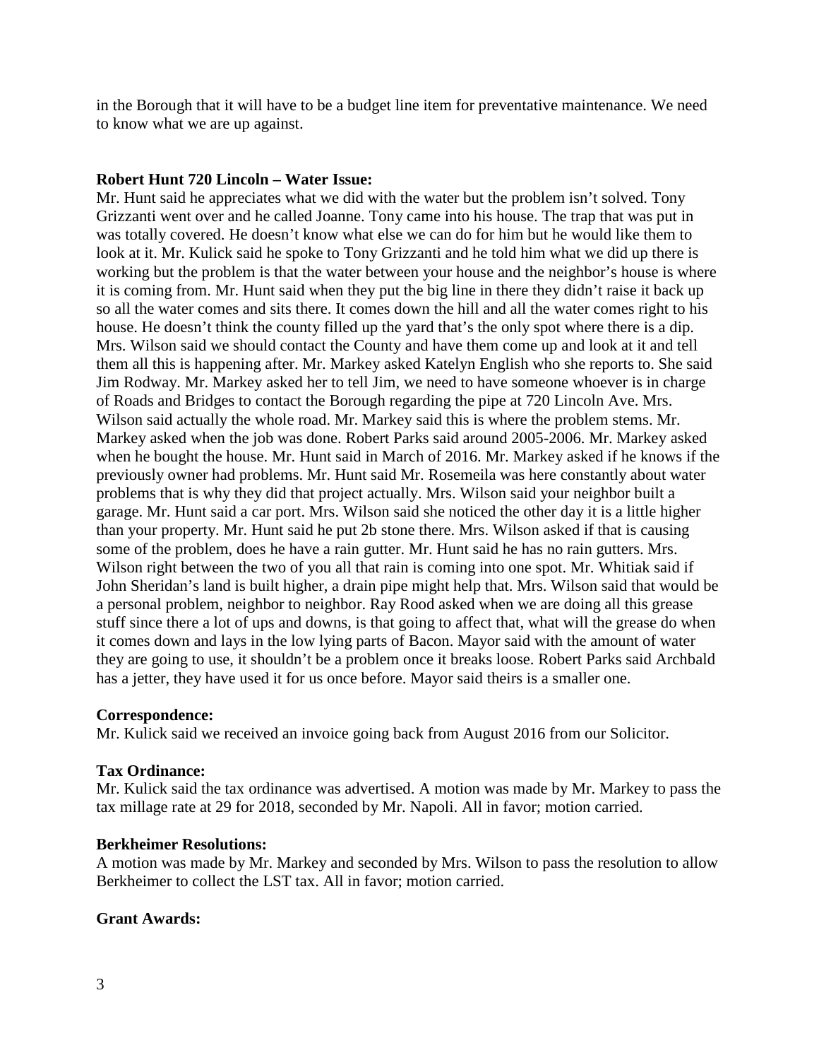in the Borough that it will have to be a budget line item for preventative maintenance. We need to know what we are up against.

**Robert Hunt 720 Lincoln – Water Issue:**

Mr. Hunt said he appreciates what we did with the water but the problem isn't solved. Tony Grizzanti went over and he called Joanne. Tony came into his house. The trap that was put in was totally covered. He doesn't know what else we can do for him but he would like them to look at it. Mr. Kulick said he spoke to Tony Grizzanti and he told him what we did up there is working but the problem is that the water between your house and the neighbor's house is where it is coming from. Mr. Hunt said when they put the big line in there they didn't raise it back up so all the water comes and sits there. It comes down the hill and all the water comes right to his house. He doesn't think the county filled up the yard that's the only spot where there is a dip. Mrs. Wilson said we should contact the County and have them come up and look at it and tell them all this is happening after. Mr. Markey asked Katelyn English who she reports to. She said Jim Rodway. Mr. Markey asked her to tell Jim, we need to have someone whoever is in charge of Roads and Bridges to contact the Borough regarding the pipe at 720 Lincoln Ave. Mrs. Wilson said actually the whole road. Mr. Markey said this is where the problem stems. Mr. Markey asked when the job was done. Robert Parks said around 2005-2006. Mr. Markey asked when he bought the house. Mr. Hunt said in March of 2016. Mr. Markey asked if he knows if the previously owner had problems. Mr. Hunt said Mr. Rosemeila was here constantly about water problems that is why they did that project actually. Mrs. Wilson said your neighbor built a garage. Mr. Hunt said a car port. Mrs. Wilson said she noticed the other day it is a little higher than your property. Mr. Hunt said he put 2b stone there. Mrs. Wilson asked if that is causing some of the problem, does he have a rain gutter. Mr. Hunt said he has no rain gutters. Mrs. Wilson right between the two of you all that rain is coming into one spot. Mr. Whitiak said if John Sheridan's land is built higher, a drain pipe might help that. Mrs. Wilson said that would be a personal problem, neighbor to neighbor. Ray Rood asked when we are doing all this grease stuff since there a lot of ups and downs, is that going to affect that, what will the grease do when it comes down and lays in the low lying parts of Bacon. Mayor said with the amount of water they are going to use, it shouldn't be a problem once it breaks loose. Robert Parks said Archbald has a jetter, they have used it for us once before. Mayor said theirs is a smaller one.

**Correspondence:**

Mr. Kulick said we received an invoice going back from August 2016 from our Solicitor.

**Tax Ordinance:**

Mr. Kulick said the tax ordinance was advertised. A motion was made by Mr. Markey to pass the tax millage rate at 29 for 2018, seconded by Mr. Napoli. All in favor; motion carried.

**Berkheimer Resolutions:**

A motion was made by Mr. Markey and seconded by Mrs. Wilson to pass the resolution to allow Berkheimer to collect the LST tax. All in favor; motion carried.

**Grant Awards:**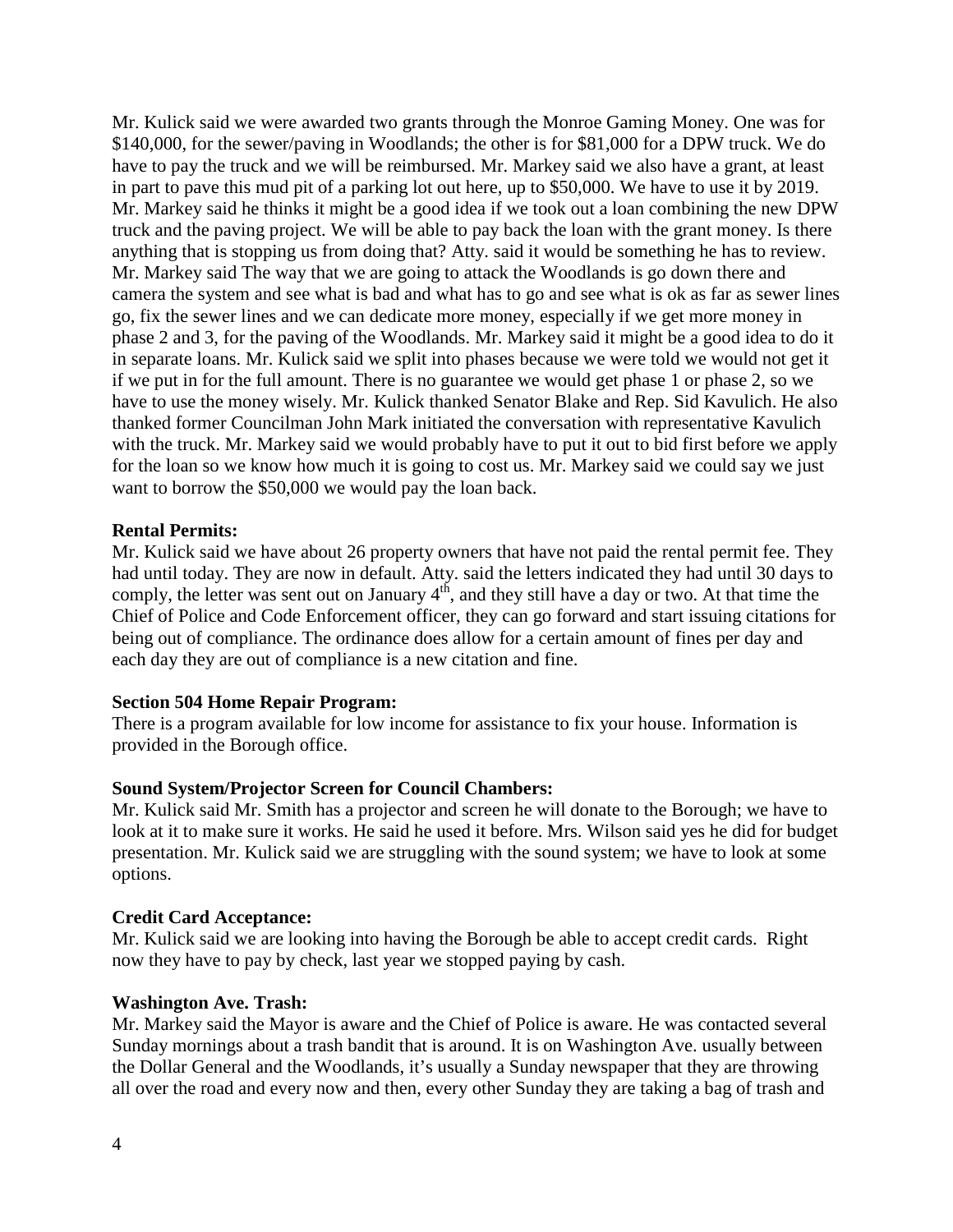Mr. Kulick said we were awarded two grants through the Monroe Gaming Money. One was for \$140,000, for the sewer/paving in Woodlands; the other is for \$81,000 for a DPW truck. We do have to pay the truck and we will be reimbursed. Mr. Markey said we also have a grant, at least in part to pave this mud pit of a parking lot out here, up to \$50,000. We have to use it by 2019. Mr. Markey said he thinks it might be a good idea if we took out a loan combining the new DPW truck and the paving project. We will be able to pay back the loan with the grant money. Is there anything that is stopping us from doing that? Atty. said it would be something he has to review. Mr. Markey said The way that we are going to attack the Woodlands is go down there and camera the system and see what is bad and what has to go and see what is ok as far as sewer lines go, fix the sewer lines and we can dedicate more money, especially if we get more money in phase 2 and 3, for the paving of the Woodlands. Mr. Markey said it might be a good idea to do it in separate loans. Mr. Kulick said we split into phases because we were told we would not get it if we put in for the full amount. There is no guarantee we would get phase 1 or phase 2, so we have to use the money wisely. Mr. Kulick thanked Senator Blake and Rep. Sid Kavulich. He also thanked former Councilman John Mark initiated the conversation with representative Kavulich with the truck. Mr. Markey said we would probably have to put it out to bid first before we apply for the loan so we know how much it is going to cost us. Mr. Markey said we could say we just want to borrow the \$50,000 we would pay the loan back.

**Rental Permits:**
Mr. Kulick said we have about 26 property owners that have not paid the rental permit fee. They had until today. They are now in default. Atty. said the letters indicated they had until 30 days to comply, the letter was sent out on January 4th, and they still have a day or two. At that time the Chief of Police and Code Enforcement officer, they can go forward and start issuing citations for being out of compliance. The ordinance does allow for a certain amount of fines per day and each day they are out of compliance is a new citation and fine.

**Section 504 Home Repair Program:**
There is a program available for low income for assistance to fix your house. Information is provided in the Borough office.

**Sound System/Projector Screen for Council Chambers:**
Mr. Kulick said Mr. Smith has a projector and screen he will donate to the Borough; we have to look at it to make sure it works. He said he used it before. Mrs. Wilson said yes he did for budget presentation. Mr. Kulick said we are struggling with the sound system; we have to look at some options.

**Credit Card Acceptance:**
Mr. Kulick said we are looking into having the Borough be able to accept credit cards. Right now they have to pay by check, last year we stopped paying by cash.

**Washington Ave. Trash:**
Mr. Markey said the Mayor is aware and the Chief of Police is aware. He was contacted several Sunday mornings about a trash bandit that is around. It is on Washington Ave. usually between the Dollar General and the Woodlands, it's usually a Sunday newspaper that they are throwing all over the road and every now and then, every other Sunday they are taking a bag of trash and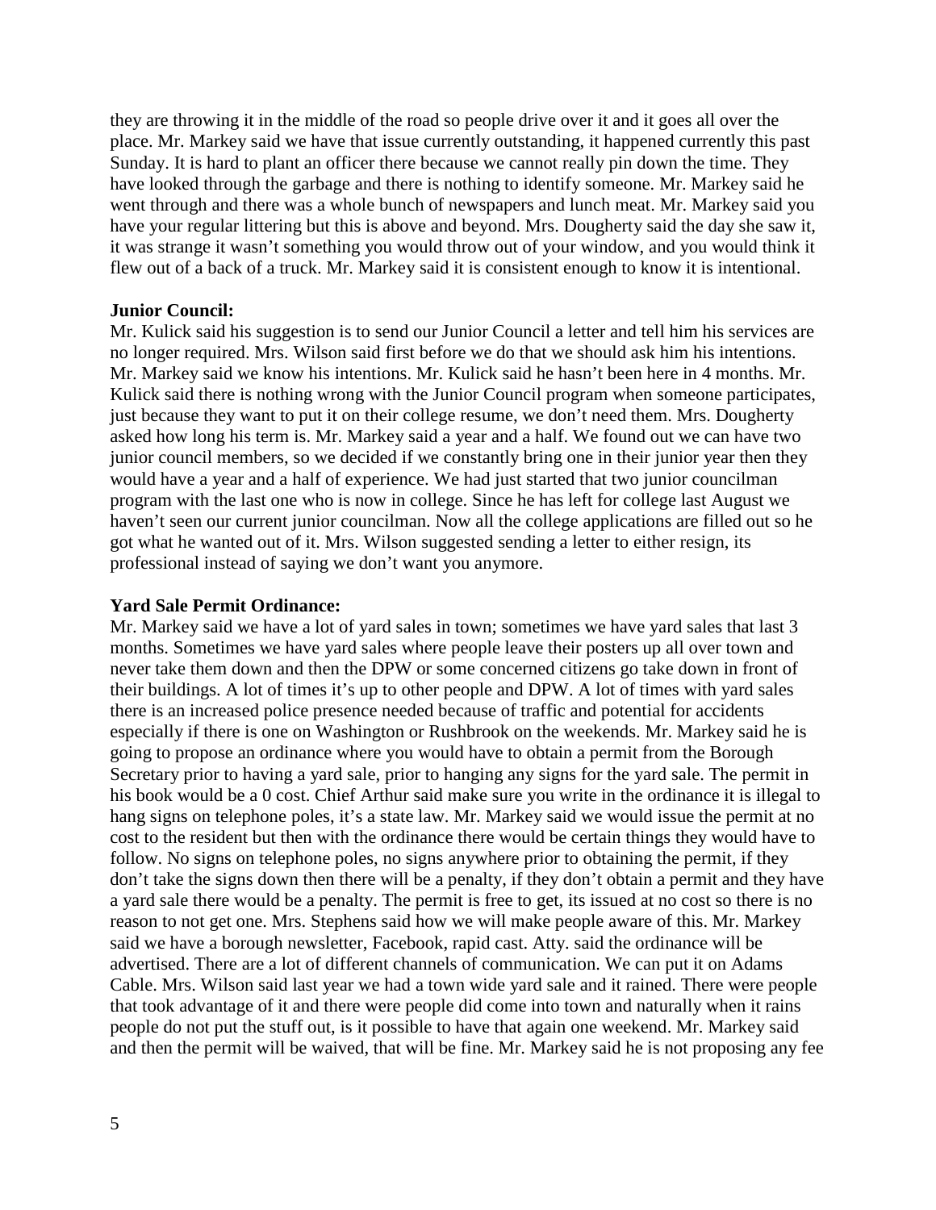they are throwing it in the middle of the road so people drive over it and it goes all over the place. Mr. Markey said we have that issue currently outstanding, it happened currently this past Sunday. It is hard to plant an officer there because we cannot really pin down the time. They have looked through the garbage and there is nothing to identify someone. Mr. Markey said he went through and there was a whole bunch of newspapers and lunch meat. Mr. Markey said you have your regular littering but this is above and beyond. Mrs. Dougherty said the day she saw it, it was strange it wasn't something you would throw out of your window, and you would think it flew out of a back of a truck. Mr. Markey said it is consistent enough to know it is intentional.

**Junior Council:**
Mr. Kulick said his suggestion is to send our Junior Council a letter and tell him his services are no longer required. Mrs. Wilson said first before we do that we should ask him his intentions. Mr. Markey said we know his intentions. Mr. Kulick said he hasn't been here in 4 months. Mr. Kulick said there is nothing wrong with the Junior Council program when someone participates, just because they want to put it on their college resume, we don't need them. Mrs. Dougherty asked how long his term is. Mr. Markey said a year and a half. We found out we can have two junior council members, so we decided if we constantly bring one in their junior year then they would have a year and a half of experience. We had just started that two junior councilman program with the last one who is now in college. Since he has left for college last August we haven't seen our current junior councilman. Now all the college applications are filled out so he got what he wanted out of it. Mrs. Wilson suggested sending a letter to either resign, its professional instead of saying we don't want you anymore.

**Yard Sale Permit Ordinance:**
Mr. Markey said we have a lot of yard sales in town; sometimes we have yard sales that last 3 months. Sometimes we have yard sales where people leave their posters up all over town and never take them down and then the DPW or some concerned citizens go take down in front of their buildings. A lot of times it's up to other people and DPW. A lot of times with yard sales there is an increased police presence needed because of traffic and potential for accidents especially if there is one on Washington or Rushbrook on the weekends. Mr. Markey said he is going to propose an ordinance where you would have to obtain a permit from the Borough Secretary prior to having a yard sale, prior to hanging any signs for the yard sale. The permit in his book would be a 0 cost. Chief Arthur said make sure you write in the ordinance it is illegal to hang signs on telephone poles, it's a state law. Mr. Markey said we would issue the permit at no cost to the resident but then with the ordinance there would be certain things they would have to follow. No signs on telephone poles, no signs anywhere prior to obtaining the permit, if they don't take the signs down then there will be a penalty, if they don't obtain a permit and they have a yard sale there would be a penalty. The permit is free to get, its issued at no cost so there is no reason to not get one. Mrs. Stephens said how we will make people aware of this. Mr. Markey said we have a borough newsletter, Facebook, rapid cast. Atty. said the ordinance will be advertised. There are a lot of different channels of communication. We can put it on Adams Cable. Mrs. Wilson said last year we had a town wide yard sale and it rained. There were people that took advantage of it and there were people did come into town and naturally when it rains people do not put the stuff out, is it possible to have that again one weekend. Mr. Markey said and then the permit will be waived, that will be fine. Mr. Markey said he is not proposing any fee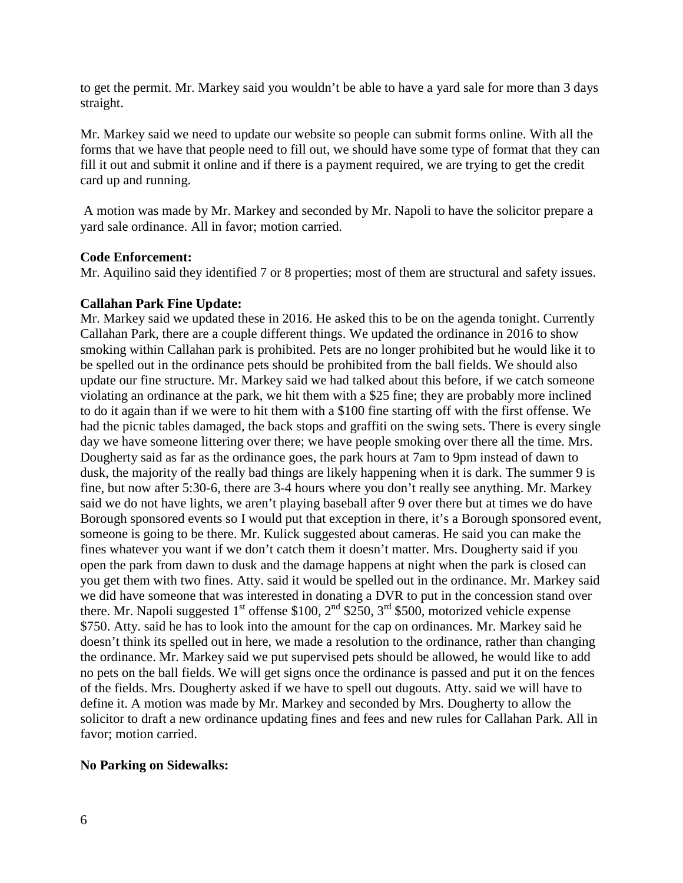to get the permit. Mr. Markey said you wouldn't be able to have a yard sale for more than 3 days straight.

Mr. Markey said we need to update our website so people can submit forms online. With all the forms that we have that people need to fill out, we should have some type of format that they can fill it out and submit it online and if there is a payment required, we are trying to get the credit card up and running.

A motion was made by Mr. Markey and seconded by Mr. Napoli to have the solicitor prepare a yard sale ordinance. All in favor; motion carried.

**Code Enforcement:**
Mr. Aquilino said they identified 7 or 8 properties; most of them are structural and safety issues.

**Callahan Park Fine Update:**
Mr. Markey said we updated these in 2016. He asked this to be on the agenda tonight. Currently Callahan Park, there are a couple different things. We updated the ordinance in 2016 to show smoking within Callahan park is prohibited. Pets are no longer prohibited but he would like it to be spelled out in the ordinance pets should be prohibited from the ball fields. We should also update our fine structure. Mr. Markey said we had talked about this before, if we catch someone violating an ordinance at the park, we hit them with a $25 fine; they are probably more inclined to do it again than if we were to hit them with a $100 fine starting off with the first offense. We had the picnic tables damaged, the back stops and graffiti on the swing sets. There is every single day we have someone littering over there; we have people smoking over there all the time. Mrs. Dougherty said as far as the ordinance goes, the park hours at 7am to 9pm instead of dawn to dusk, the majority of the really bad things are likely happening when it is dark. The summer 9 is fine, but now after 5:30-6, there are 3-4 hours where you don't really see anything. Mr. Markey said we do not have lights, we aren't playing baseball after 9 over there but at times we do have Borough sponsored events so I would put that exception in there, it's a Borough sponsored event, someone is going to be there. Mr. Kulick suggested about cameras. He said you can make the fines whatever you want if we don't catch them it doesn't matter. Mrs. Dougherty said if you open the park from dawn to dusk and the damage happens at night when the park is closed can you get them with two fines. Atty. said it would be spelled out in the ordinance. Mr. Markey said we did have someone that was interested in donating a DVR to put in the concession stand over there. Mr. Napoli suggested 1st offense $100, 2nd $250, 3rd $500, motorized vehicle expense $750. Atty. said he has to look into the amount for the cap on ordinances. Mr. Markey said he doesn't think its spelled out in here, we made a resolution to the ordinance, rather than changing the ordinance. Mr. Markey said we put supervised pets should be allowed, he would like to add no pets on the ball fields. We will get signs once the ordinance is passed and put it on the fences of the fields. Mrs. Dougherty asked if we have to spell out dugouts. Atty. said we will have to define it. A motion was made by Mr. Markey and seconded by Mrs. Dougherty to allow the solicitor to draft a new ordinance updating fines and fees and new rules for Callahan Park. All in favor; motion carried.

**No Parking on Sidewalks:**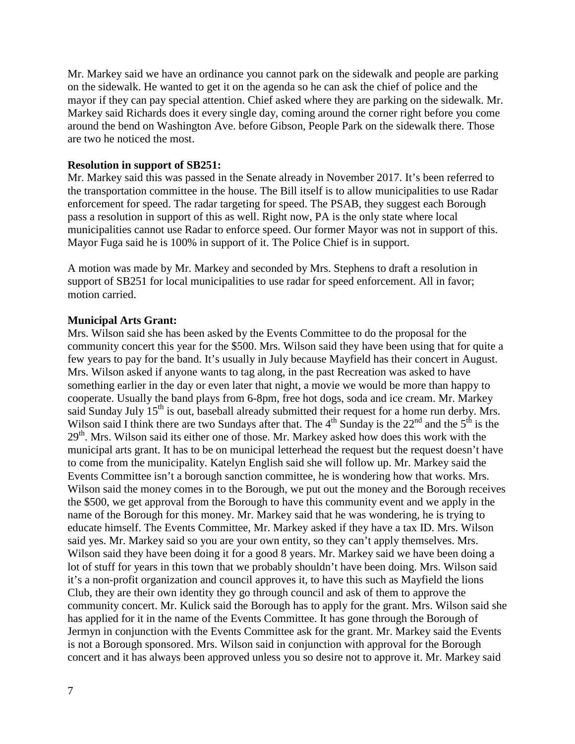Mr. Markey said we have an ordinance you cannot park on the sidewalk and people are parking on the sidewalk. He wanted to get it on the agenda so he can ask the chief of police and the mayor if they can pay special attention. Chief asked where they are parking on the sidewalk. Mr. Markey said Richards does it every single day, coming around the corner right before you come around the bend on Washington Ave. before Gibson, People Park on the sidewalk there. Those are two he noticed the most.

**Resolution in support of SB251:**

Mr. Markey said this was passed in the Senate already in November 2017. It's been referred to the transportation committee in the house. The Bill itself is to allow municipalities to use Radar enforcement for speed. The radar targeting for speed. The PSAB, they suggest each Borough pass a resolution in support of this as well. Right now, PA is the only state where local municipalities cannot use Radar to enforce speed. Our former Mayor was not in support of this. Mayor Fuga said he is 100% in support of it. The Police Chief is in support.

A motion was made by Mr. Markey and seconded by Mrs. Stephens to draft a resolution in support of SB251 for local municipalities to use radar for speed enforcement. All in favor; motion carried.

**Municipal Arts Grant:**

Mrs. Wilson said she has been asked by the Events Committee to do the proposal for the community concert this year for the $500. Mrs. Wilson said they have been using that for quite a few years to pay for the band. It's usually in July because Mayfield has their concert in August. Mrs. Wilson asked if anyone wants to tag along, in the past Recreation was asked to have something earlier in the day or even later that night, a movie we would be more than happy to cooperate. Usually the band plays from 6-8pm, free hot dogs, soda and ice cream. Mr. Markey said Sunday July 15th is out, baseball already submitted their request for a home run derby. Mrs. Wilson said I think there are two Sundays after that. The 4th Sunday is the 22nd and the 5th is the 29th. Mrs. Wilson said its either one of those. Mr. Markey asked how does this work with the municipal arts grant. It has to be on municipal letterhead the request but the request doesn't have to come from the municipality. Katelyn English said she will follow up. Mr. Markey said the Events Committee isn't a borough sanction committee, he is wondering how that works. Mrs. Wilson said the money comes in to the Borough, we put out the money and the Borough receives the $500, we get approval from the Borough to have this community event and we apply in the name of the Borough for this money. Mr. Markey said that he was wondering, he is trying to educate himself. The Events Committee, Mr. Markey asked if they have a tax ID. Mrs. Wilson said yes. Mr. Markey said so you are your own entity, so they can't apply themselves. Mrs. Wilson said they have been doing it for a good 8 years. Mr. Markey said we have been doing a lot of stuff for years in this town that we probably shouldn't have been doing. Mrs. Wilson said it's a non-profit organization and council approves it, to have this such as Mayfield the lions Club, they are their own identity they go through council and ask of them to approve the community concert. Mr. Kulick said the Borough has to apply for the grant. Mrs. Wilson said she has applied for it in the name of the Events Committee. It has gone through the Borough of Jermyn in conjunction with the Events Committee ask for the grant. Mr. Markey said the Events is not a Borough sponsored. Mrs. Wilson said in conjunction with approval for the Borough concert and it has always been approved unless you so desire not to approve it. Mr. Markey said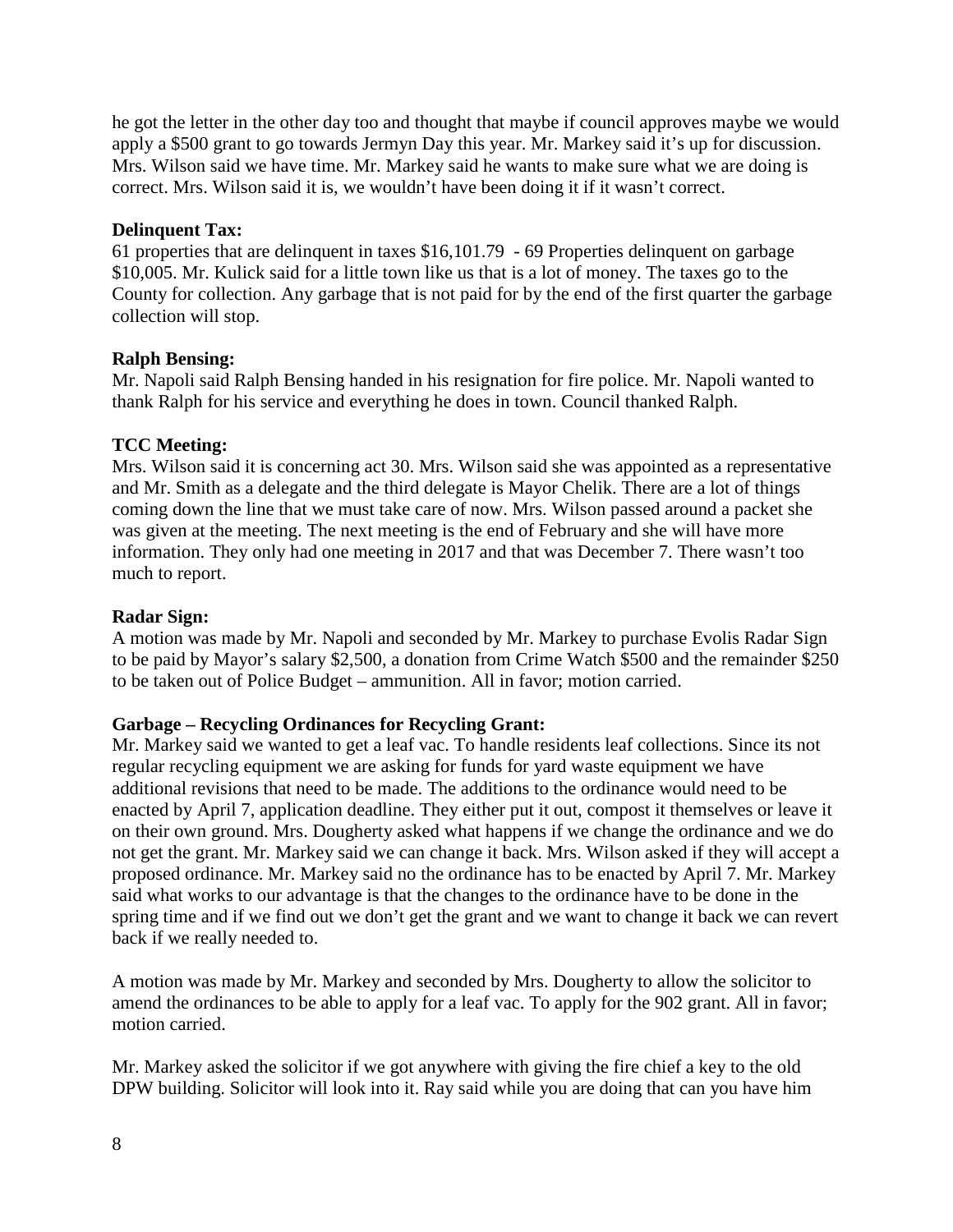he got the letter in the other day too and thought that maybe if council approves maybe we would apply a $500 grant to go towards Jermyn Day this year. Mr. Markey said it's up for discussion. Mrs. Wilson said we have time. Mr. Markey said he wants to make sure what we are doing is correct. Mrs. Wilson said it is, we wouldn't have been doing it if it wasn't correct.

**Delinquent Tax:**
61 properties that are delinquent in taxes $16,101.79 - 69 Properties delinquent on garbage $10,005. Mr. Kulick said for a little town like us that is a lot of money. The taxes go to the County for collection. Any garbage that is not paid for by the end of the first quarter the garbage collection will stop.

**Ralph Bensing:**
Mr. Napoli said Ralph Bensing handed in his resignation for fire police. Mr. Napoli wanted to thank Ralph for his service and everything he does in town. Council thanked Ralph.

**TCC Meeting:**
Mrs. Wilson said it is concerning act 30. Mrs. Wilson said she was appointed as a representative and Mr. Smith as a delegate and the third delegate is Mayor Chelik. There are a lot of things coming down the line that we must take care of now. Mrs. Wilson passed around a packet she was given at the meeting. The next meeting is the end of February and she will have more information. They only had one meeting in 2017 and that was December 7. There wasn't too much to report.

**Radar Sign:**
A motion was made by Mr. Napoli and seconded by Mr. Markey to purchase Evolis Radar Sign to be paid by Mayor's salary $2,500, a donation from Crime Watch $500 and the remainder $250 to be taken out of Police Budget – ammunition. All in favor; motion carried.

**Garbage – Recycling Ordinances for Recycling Grant:**
Mr. Markey said we wanted to get a leaf vac. To handle residents leaf collections. Since its not regular recycling equipment we are asking for funds for yard waste equipment we have additional revisions that need to be made. The additions to the ordinance would need to be enacted by April 7, application deadline. They either put it out, compost it themselves or leave it on their own ground. Mrs. Dougherty asked what happens if we change the ordinance and we do not get the grant. Mr. Markey said we can change it back. Mrs. Wilson asked if they will accept a proposed ordinance. Mr. Markey said no the ordinance has to be enacted by April 7. Mr. Markey said what works to our advantage is that the changes to the ordinance have to be done in the spring time and if we find out we don't get the grant and we want to change it back we can revert back if we really needed to.

A motion was made by Mr. Markey and seconded by Mrs. Dougherty to allow the solicitor to amend the ordinances to be able to apply for a leaf vac. To apply for the 902 grant. All in favor; motion carried.

Mr. Markey asked the solicitor if we got anywhere with giving the fire chief a key to the old DPW building. Solicitor will look into it. Ray said while you are doing that can you have him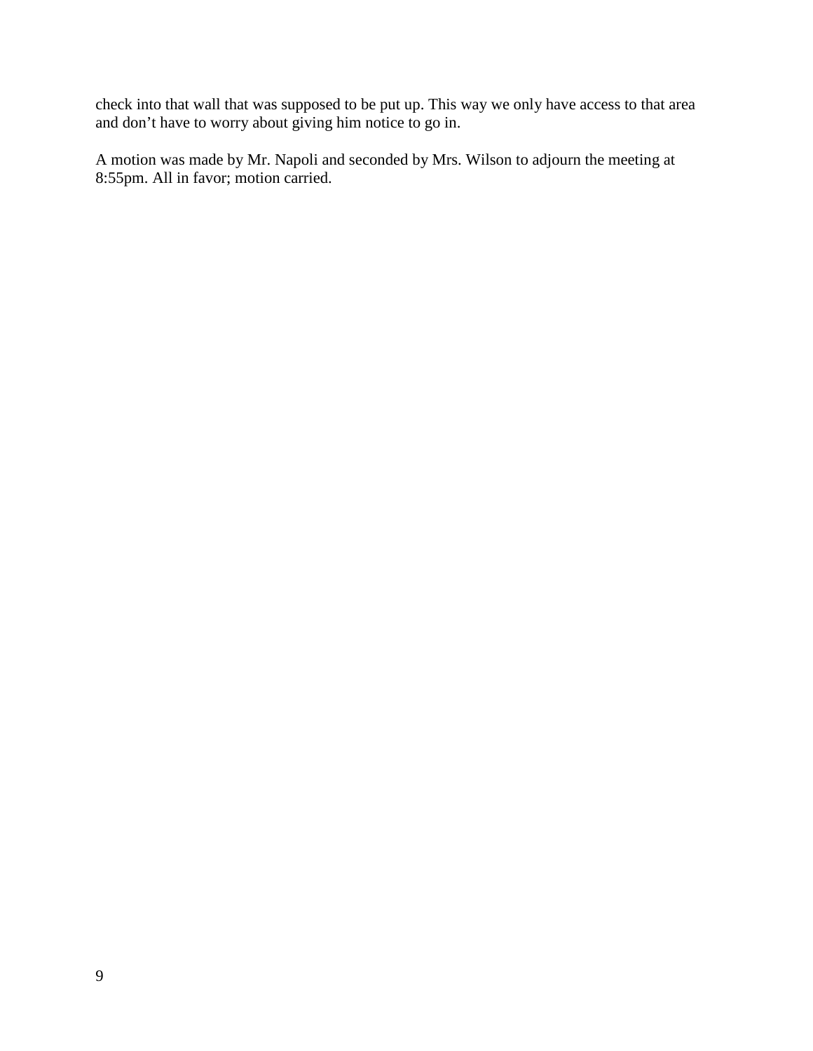check into that wall that was supposed to be put up. This way we only have access to that area and don't have to worry about giving him notice to go in.

A motion was made by Mr. Napoli and seconded by Mrs. Wilson to adjourn the meeting at 8:55pm. All in favor; motion carried.